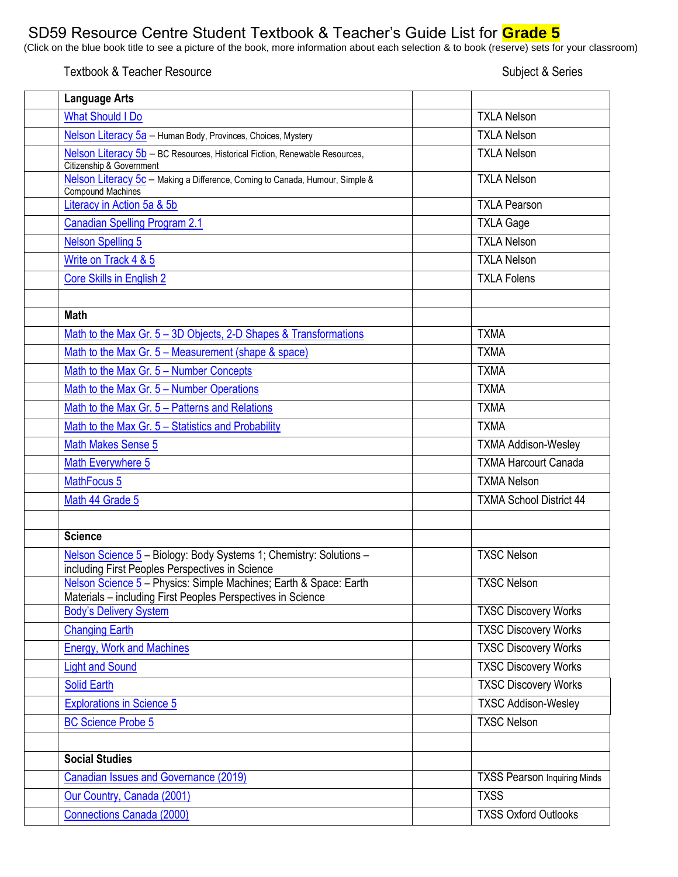# SD59 Resource Centre Student Textbook & Teacher's Guide List for **Grade 5**

(Click on the blue book title to see a picture of the book, more information about each selection & to book (reserve) sets for your classroom)

| | Textbook & Teacher Resource | | Subject & Series |
|---|---|---|---|
| | **Language Arts** | | |
| | What Should I Do | | TXLA Nelson |
| | Nelson Literacy 5a – Human Body, Provinces, Choices, Mystery | | TXLA Nelson |
| | Nelson Literacy 5b – BC Resources, Historical Fiction, Renewable Resources, Citizenship & Government | | TXLA Nelson |
| | Nelson Literacy 5c – Making a Difference, Coming to Canada, Humour, Simple & Compound Machines | | TXLA Nelson |
| | Literacy in Action 5a & 5b | | TXLA Pearson |
| | Canadian Spelling Program 2.1 | | TXLA Gage |
| | Nelson Spelling 5 | | TXLA Nelson |
| | Write on Track 4 & 5 | | TXLA Nelson |
| | Core Skills in English 2 | | TXLA Folens |
| | | | |
| | **Math** | | |
| | Math to the Max Gr. 5 – 3D Objects, 2-D Shapes & Transformations | | TXMA |
| | Math to the Max Gr. 5 – Measurement (shape & space) | | TXMA |
| | Math to the Max Gr. 5 – Number Concepts | | TXMA |
| | Math to the Max Gr. 5 – Number Operations | | TXMA |
| | Math to the Max Gr. 5 – Patterns and Relations | | TXMA |
| | Math to the Max Gr. 5 – Statistics and Probability | | TXMA |
| | Math Makes Sense 5 | | TXMA Addison-Wesley |
| | Math Everywhere 5 | | TXMA Harcourt Canada |
| | MathFocus 5 | | TXMA Nelson |
| | Math 44 Grade 5 | | TXMA School District 44 |
| | | | |
| | **Science** | | |
| | Nelson Science 5 – Biology: Body Systems 1; Chemistry: Solutions – including First Peoples Perspectives in Science | | TXSC Nelson |
| | Nelson Science 5 – Physics: Simple Machines; Earth & Space: Earth Materials – including First Peoples Perspectives in Science | | TXSC Nelson |
| | Body's Delivery System | | TXSC Discovery Works |
| | Changing Earth | | TXSC Discovery Works |
| | Energy, Work and Machines | | TXSC Discovery Works |
| | Light and Sound | | TXSC Discovery Works |
| | Solid Earth | | TXSC Discovery Works |
| | Explorations in Science 5 | | TXSC Addison-Wesley |
| | BC Science Probe 5 | | TXSC Nelson |
| | | | |
| | **Social Studies** | | |
| | Canadian Issues and Governance (2019) | | TXSS Pearson Inquiring Minds |
| | Our Country, Canada (2001) | | TXSS |
| | Connections Canada (2000) | | TXSS Oxford Outlooks |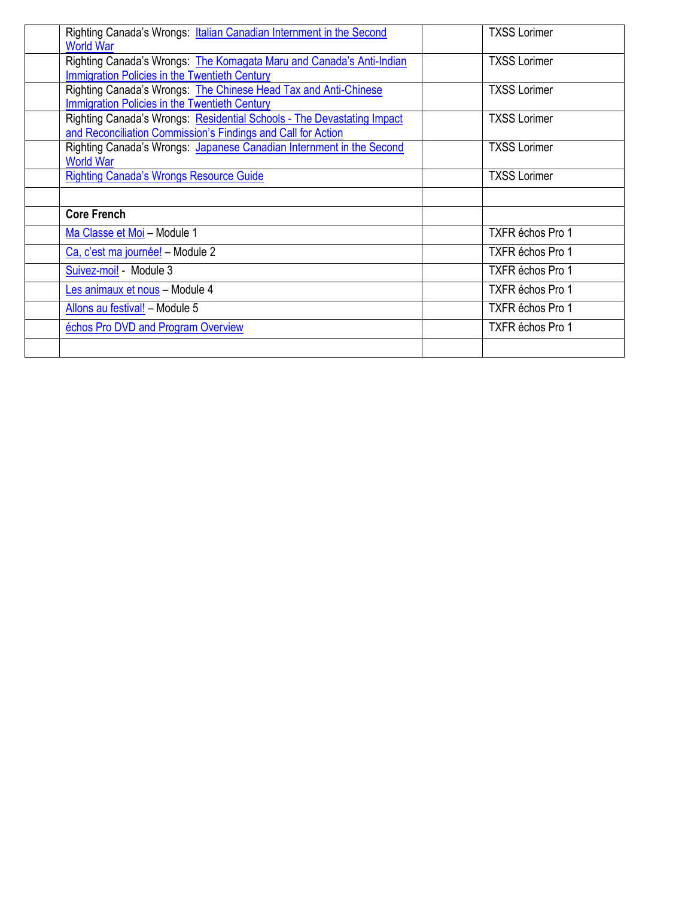| | | | |
|---|---|---|---|
| | Righting Canada's Wrongs: Italian Canadian Internment in the Second World War | | TXSS Lorimer |
| | Righting Canada's Wrongs: The Komagata Maru and Canada's Anti-Indian Immigration Policies in the Twentieth Century | | TXSS Lorimer |
| | Righting Canada's Wrongs: The Chinese Head Tax and Anti-Chinese Immigration Policies in the Twentieth Century | | TXSS Lorimer |
| | Righting Canada's Wrongs: Residential Schools - The Devastating Impact and Reconciliation Commission's Findings and Call for Action | | TXSS Lorimer |
| | Righting Canada's Wrongs: Japanese Canadian Internment in the Second World War | | TXSS Lorimer |
| | Righting Canada's Wrongs Resource Guide | | TXSS Lorimer |
| | | | |
| | **Core French** | | |
| | Ma Classe et Moi – Module 1 | | TXFR échos Pro 1 |
| | Ca, c'est ma journée! – Module 2 | | TXFR échos Pro 1 |
| | Suivez-moi! - Module 3 | | TXFR échos Pro 1 |
| | Les animaux et nous – Module 4 | | TXFR échos Pro 1 |
| | Allons au festival! – Module 5 | | TXFR échos Pro 1 |
| | échos Pro DVD and Program Overview | | TXFR échos Pro 1 |
| | | | |